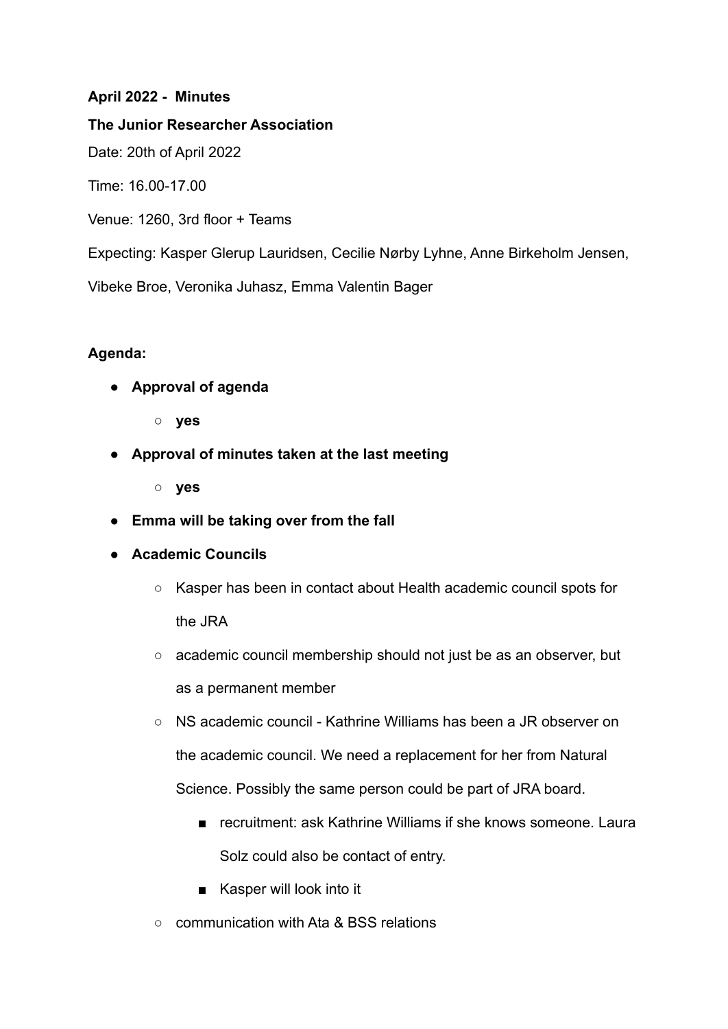**April 2022 - Minutes**

**The Junior Researcher Association**

Date: 20th of April 2022

Time: 16.00-17.00

Venue: 1260, 3rd floor + Teams

Expecting: Kasper Glerup Lauridsen, Cecilie Nørby Lyhne, Anne Birkeholm Jensen, Vibeke Broe, Veronika Juhasz, Emma Valentin Bager

**Agenda:**

- **Approval of agenda**
    - **yes**
- **Approval of minutes taken at the last meeting**
    - **yes**
- **Emma will be taking over from the fall**
- **Academic Councils**
    - Kasper has been in contact about Health academic council spots for the JRA
    - academic council membership should not just be as an observer, but as a permanent member
    - NS academic council - Kathrine Williams has been a JR observer on the academic council. We need a replacement for her from Natural Science. Possibly the same person could be part of JRA board.
        - recruitment: ask Kathrine Williams if she knows someone. Laura Solz could also be contact of entry.
        - Kasper will look into it
    - communication with Ata & BSS relations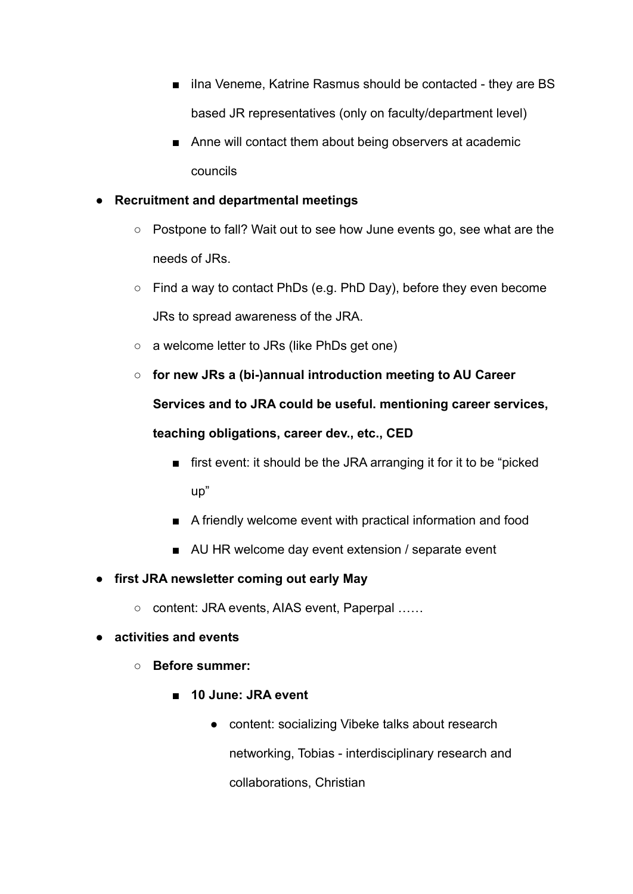- iIna Veneme, Katrine Rasmus should be contacted - they are BS based JR representatives (only on faculty/department level)
        - Anne will contact them about being observers at academic councils

- **Recruitment and departmental meetings**
    - Postpone to fall? Wait out to see how June events go, see what are the needs of JRs.
    - Find a way to contact PhDs (e.g. PhD Day), before they even become JRs to spread awareness of the JRA.
    - a welcome letter to JRs (like PhDs get one)
    - **for new JRs a (bi-)annual introduction meeting to AU Career Services and to JRA could be useful. mentioning career services, teaching obligations, career dev., etc., CED**
        - first event: it should be the JRA arranging it for it to be "picked up"
        - A friendly welcome event with practical information and food
        - AU HR welcome day event extension / separate event
- **first JRA newsletter coming out early May**
    - content: JRA events, AIAS event, Paperpal ……
- **activities and events**
    - **Before summer:**
        - **10 June: JRA event**
            - content: socializing Vibeke talks about research networking, Tobias - interdisciplinary research and collaborations, Christian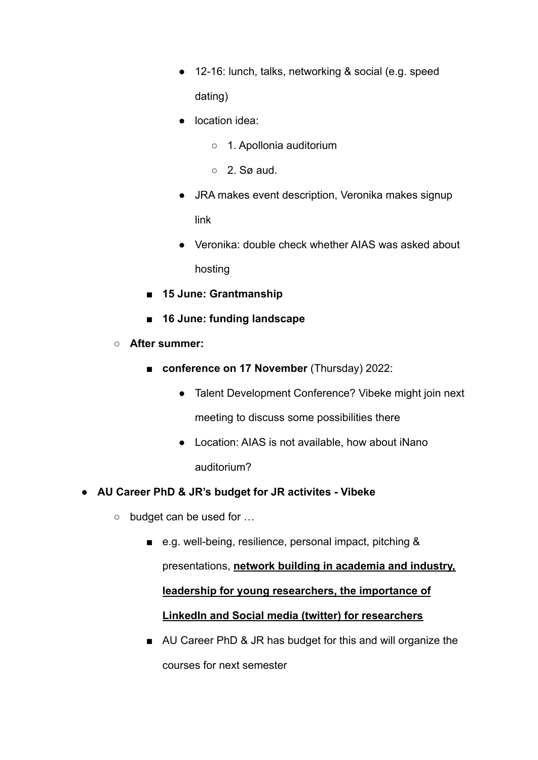- 12-16: lunch, talks, networking & social (e.g. speed dating)
            - location idea:
                1. Apollonia auditorium
                2. Sø aud.
            - JRA makes event description, Veronika makes signup link
            - Veronika: double check whether AIAS was asked about hosting
        - **15 June: Grantmanship**
        - **16 June: funding landscape**
    - **After summer:**
        - **conference on 17 November** (Thursday) 2022:
            - Talent Development Conference? Vibeke might join next meeting to discuss some possibilities there
            - Location: AIAS is not available, how about iNano auditorium?

- **AU Career PhD & JR's budget for JR activites - Vibeke**
    - budget can be used for …
        - e.g. well-being, resilience, personal impact, pitching & presentations, <u>**network building in academia and industry, leadership for young researchers, the importance of LinkedIn and Social media (twitter) for researchers**</u>
        - AU Career PhD & JR has budget for this and will organize the courses for next semester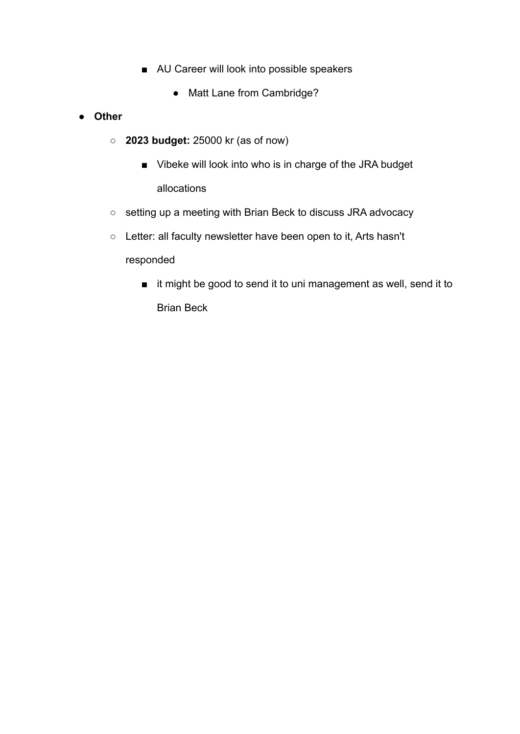- AU Career will look into possible speakers
            - Matt Lane from Cambridge?

- **Other**
    - **2023 budget:** 25000 kr (as of now)
        - Vibeke will look into who is in charge of the JRA budget allocations
    - setting up a meeting with Brian Beck to discuss JRA advocacy
    - Letter: all faculty newsletter have been open to it, Arts hasn't responded
        - it might be good to send it to uni management as well, send it to Brian Beck